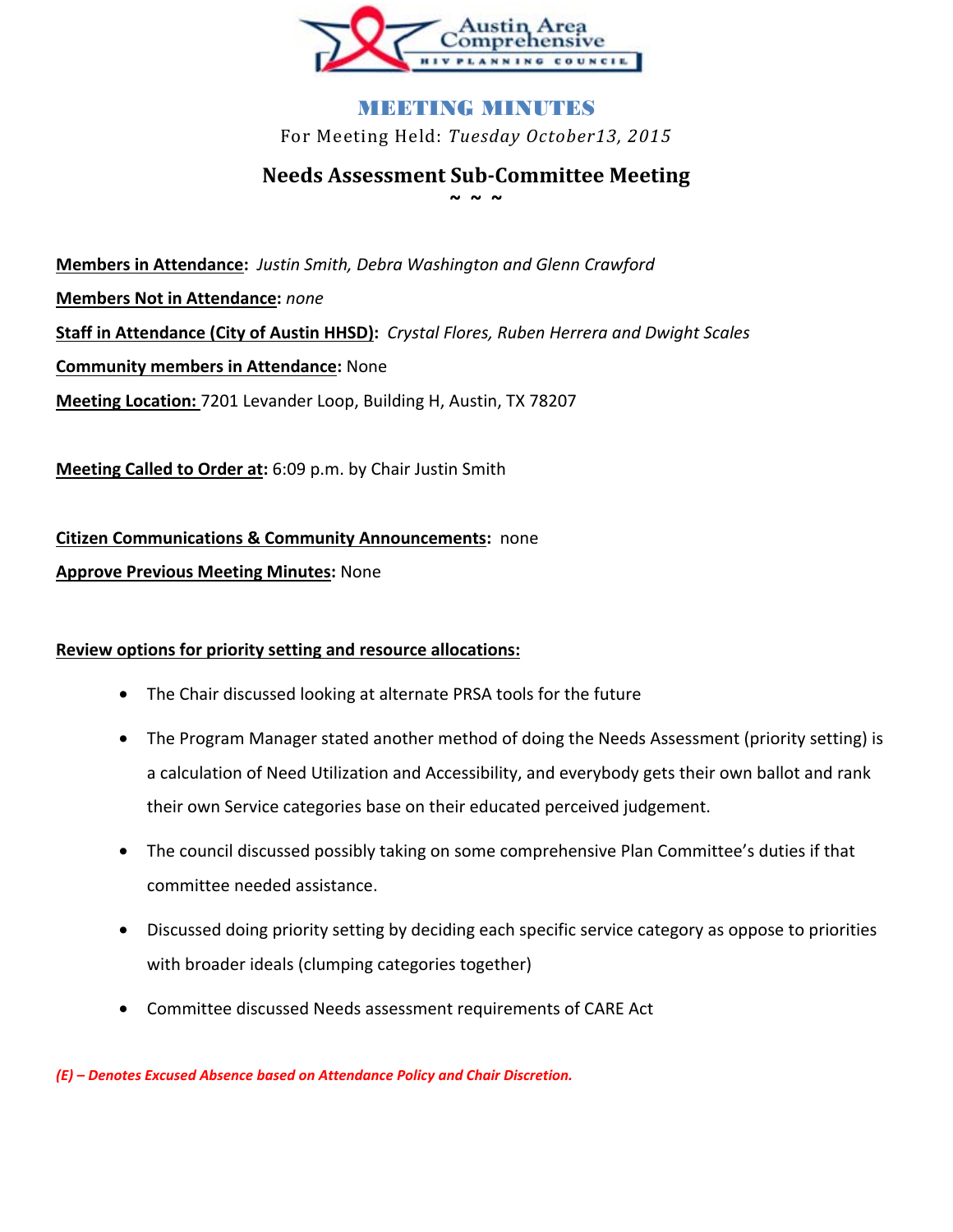Austin Area Comprehensive HIV Planning Council

# MEETING MINUTES

For Meeting Held: *Tuesday October13, 2015*

## Needs Assessment Sub-Committee Meeting

~ ~ ~

**Members in Attendance:** *Justin Smith, Debra Washington and Glenn Crawford*

**Members Not in Attendance:** *none*

**Staff in Attendance (City of Austin HHSD):** *Crystal Flores, Ruben Herrera and Dwight Scales*

**Community members in Attendance:** None

**Meeting Location:** 7201 Levander Loop, Building H, Austin, TX 78207

**Meeting Called to Order at:** 6:09 p.m. by Chair Justin Smith

**Citizen Communications & Community Announcements:** none

**Approve Previous Meeting Minutes:** None

**Review options for priority setting and resource allocations:**

- The Chair discussed looking at alternate PRSA tools for the future
- The Program Manager stated another method of doing the Needs Assessment (priority setting) is a calculation of Need Utilization and Accessibility, and everybody gets their own ballot and rank their own Service categories base on their educated perceived judgement.
- The council discussed possibly taking on some comprehensive Plan Committee's duties if that committee needed assistance.
- Discussed doing priority setting by deciding each specific service category as oppose to priorities with broader ideals (clumping categories together)
- Committee discussed Needs assessment requirements of CARE Act

*(E) – Denotes Excused Absence based on Attendance Policy and Chair Discretion.*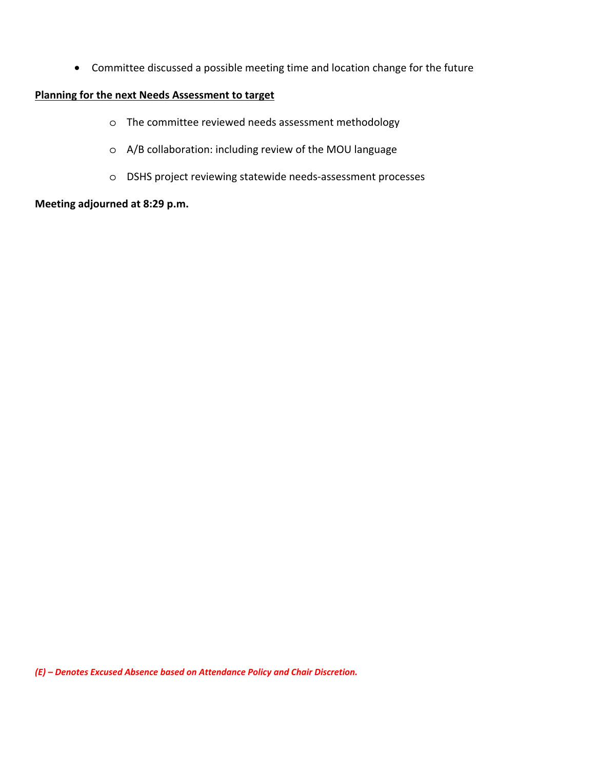- Committee discussed a possible meeting time and location change for the future

**Planning for the next Needs Assessment to target**

  - The committee reviewed needs assessment methodology
  - A/B collaboration: including review of the MOU language
  - DSHS project reviewing statewide needs-assessment processes

**Meeting adjourned at 8:29 p.m.**

***(E) – Denotes Excused Absence based on Attendance Policy and Chair Discretion.***